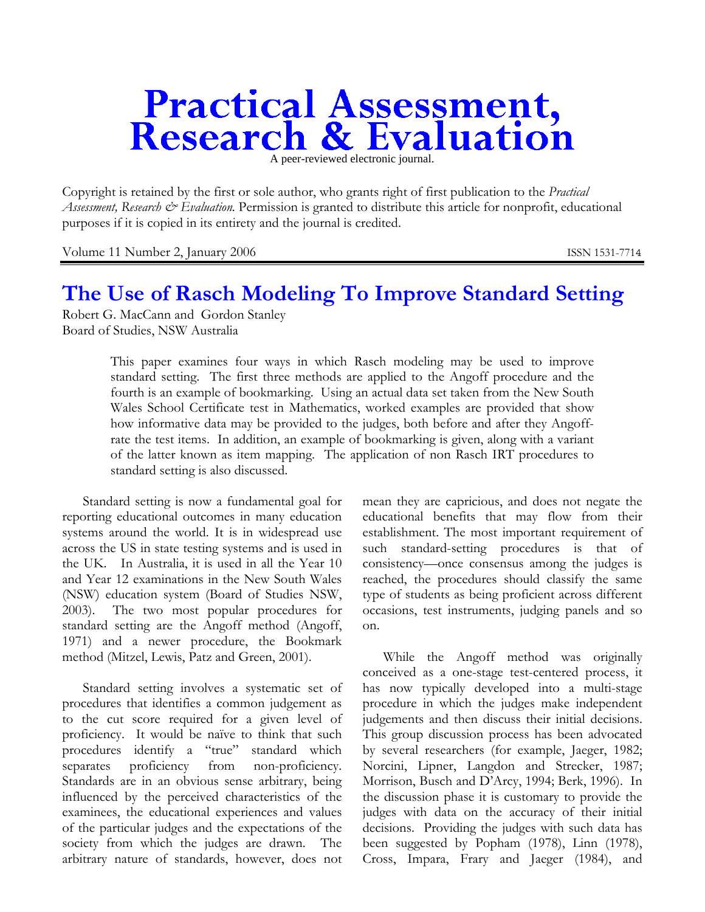# Practical Assessment, Research & Evaluation

A peer-reviewed electronic journal.

Copyright is retained by the first or sole author, who grants right of first publication to the *Practical Assessment, Research & Evaluation.* Permission is granted to distribute this article for nonprofit, educational purposes if it is copied in its entirety and the journal is credited.

Volume 11 Number 2, January 2006 ISSN 1531-7714

# The Use of Rasch Modeling To Improve Standard Setting

Robert G. MacCann and Gordon Stanley
Board of Studies, NSW Australia

> This paper examines four ways in which Rasch modeling may be used to improve standard setting. The first three methods are applied to the Angoff procedure and the fourth is an example of bookmarking. Using an actual data set taken from the New South Wales School Certificate test in Mathematics, worked examples are provided that show how informative data may be provided to the judges, both before and after they Angoff-rate the test items. In addition, an example of bookmarking is given, along with a variant of the latter known as item mapping. The application of non Rasch IRT procedures to standard setting is also discussed.

Standard setting is now a fundamental goal for reporting educational outcomes in many education systems around the world. It is in widespread use across the US in state testing systems and is used in the UK. In Australia, it is used in all the Year 10 and Year 12 examinations in the New South Wales (NSW) education system (Board of Studies NSW, 2003). The two most popular procedures for standard setting are the Angoff method (Angoff, 1971) and a newer procedure, the Bookmark method (Mitzel, Lewis, Patz and Green, 2001).

Standard setting involves a systematic set of procedures that identifies a common judgement as to the cut score required for a given level of proficiency. It would be naïve to think that such procedures identify a "true" standard which separates proficiency from non-proficiency. Standards are in an obvious sense arbitrary, being influenced by the perceived characteristics of the examinees, the educational experiences and values of the particular judges and the expectations of the society from which the judges are drawn. The arbitrary nature of standards, however, does not mean they are capricious, and does not negate the educational benefits that may flow from their establishment. The most important requirement of such standard-setting procedures is that of consistency—once consensus among the judges is reached, the procedures should classify the same type of students as being proficient across different occasions, test instruments, judging panels and so on.

While the Angoff method was originally conceived as a one-stage test-centered process, it has now typically developed into a multi-stage procedure in which the judges make independent judgements and then discuss their initial decisions. This group discussion process has been advocated by several researchers (for example, Jaeger, 1982; Norcini, Lipner, Langdon and Strecker, 1987; Morrison, Busch and D'Arcy, 1994; Berk, 1996). In the discussion phase it is customary to provide the judges with data on the accuracy of their initial decisions. Providing the judges with such data has been suggested by Popham (1978), Linn (1978), Cross, Impara, Frary and Jaeger (1984), and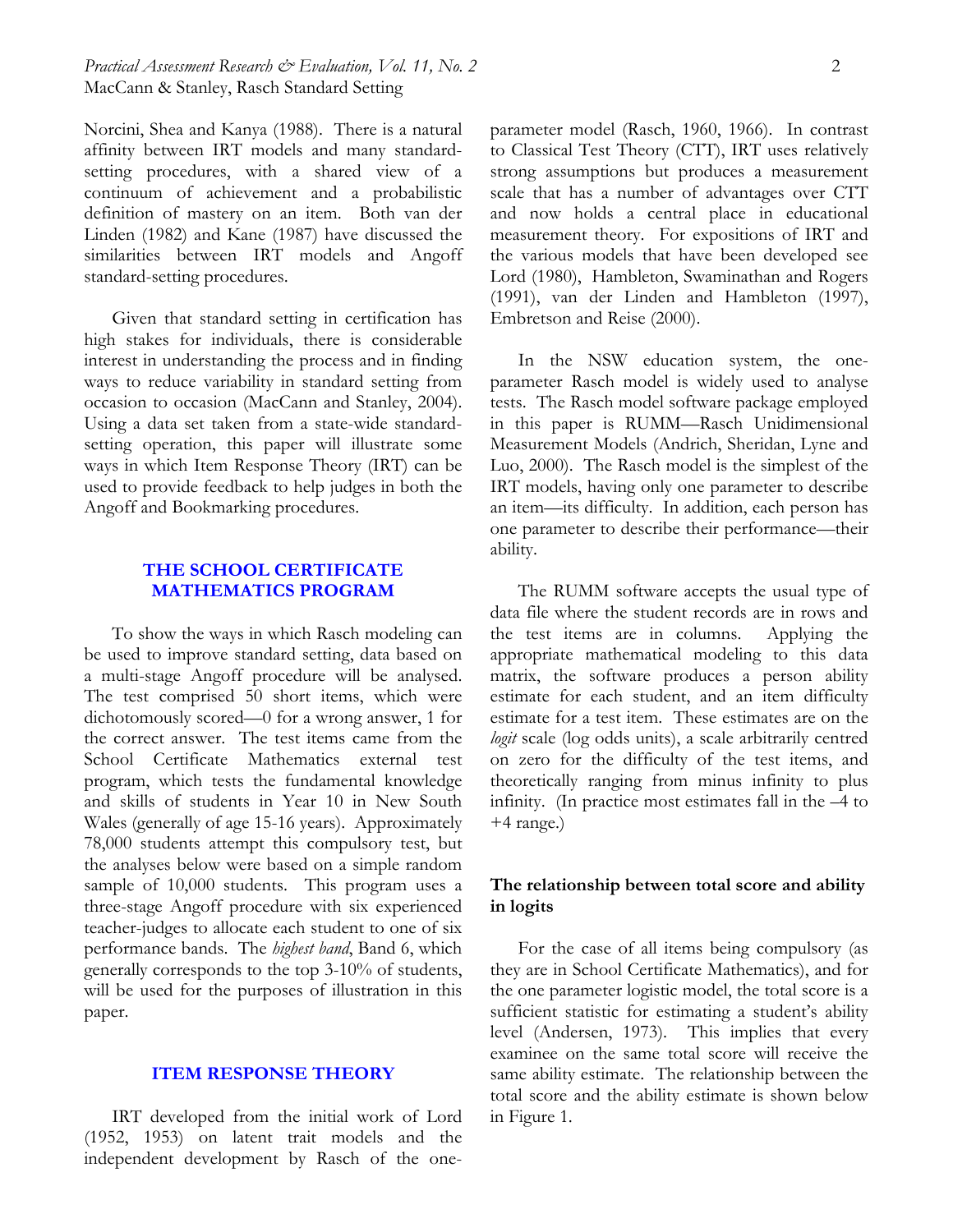Norcini, Shea and Kanya (1988). There is a natural affinity between IRT models and many standard-setting procedures, with a shared view of a continuum of achievement and a probabilistic definition of mastery on an item. Both van der Linden (1982) and Kane (1987) have discussed the similarities between IRT models and Angoff standard-setting procedures.

Given that standard setting in certification has high stakes for individuals, there is considerable interest in understanding the process and in finding ways to reduce variability in standard setting from occasion to occasion (MacCann and Stanley, 2004). Using a data set taken from a state-wide standard-setting operation, this paper will illustrate some ways in which Item Response Theory (IRT) can be used to provide feedback to help judges in both the Angoff and Bookmarking procedures.

## THE SCHOOL CERTIFICATE MATHEMATICS PROGRAM

To show the ways in which Rasch modeling can be used to improve standard setting, data based on a multi-stage Angoff procedure will be analysed. The test comprised 50 short items, which were dichotomously scored—0 for a wrong answer, 1 for the correct answer. The test items came from the School Certificate Mathematics external test program, which tests the fundamental knowledge and skills of students in Year 10 in New South Wales (generally of age 15-16 years). Approximately 78,000 students attempt this compulsory test, but the analyses below were based on a simple random sample of 10,000 students. This program uses a three-stage Angoff procedure with six experienced teacher-judges to allocate each student to one of six performance bands. The *highest band*, Band 6, which generally corresponds to the top 3-10% of students, will be used for the purposes of illustration in this paper.

## ITEM RESPONSE THEORY

IRT developed from the initial work of Lord (1952, 1953) on latent trait models and the independent development by Rasch of the one-parameter model (Rasch, 1960, 1966). In contrast to Classical Test Theory (CTT), IRT uses relatively strong assumptions but produces a measurement scale that has a number of advantages over CTT and now holds a central place in educational measurement theory. For expositions of IRT and the various models that have been developed see Lord (1980), Hambleton, Swaminathan and Rogers (1991), van der Linden and Hambleton (1997), Embretson and Reise (2000).

In the NSW education system, the one-parameter Rasch model is widely used to analyse tests. The Rasch model software package employed in this paper is RUMM—Rasch Unidimensional Measurement Models (Andrich, Sheridan, Lyne and Luo, 2000). The Rasch model is the simplest of the IRT models, having only one parameter to describe an item—its difficulty. In addition, each person has one parameter to describe their performance—their ability.

The RUMM software accepts the usual type of data file where the student records are in rows and the test items are in columns. Applying the appropriate mathematical modeling to this data matrix, the software produces a person ability estimate for each student, and an item difficulty estimate for a test item. These estimates are on the *logit* scale (log odds units), a scale arbitrarily centred on zero for the difficulty of the test items, and theoretically ranging from minus infinity to plus infinity. (In practice most estimates fall in the –4 to +4 range.)

### The relationship between total score and ability in logits

For the case of all items being compulsory (as they are in School Certificate Mathematics), and for the one parameter logistic model, the total score is a sufficient statistic for estimating a student's ability level (Andersen, 1973). This implies that every examinee on the same total score will receive the same ability estimate. The relationship between the total score and the ability estimate is shown below in Figure 1.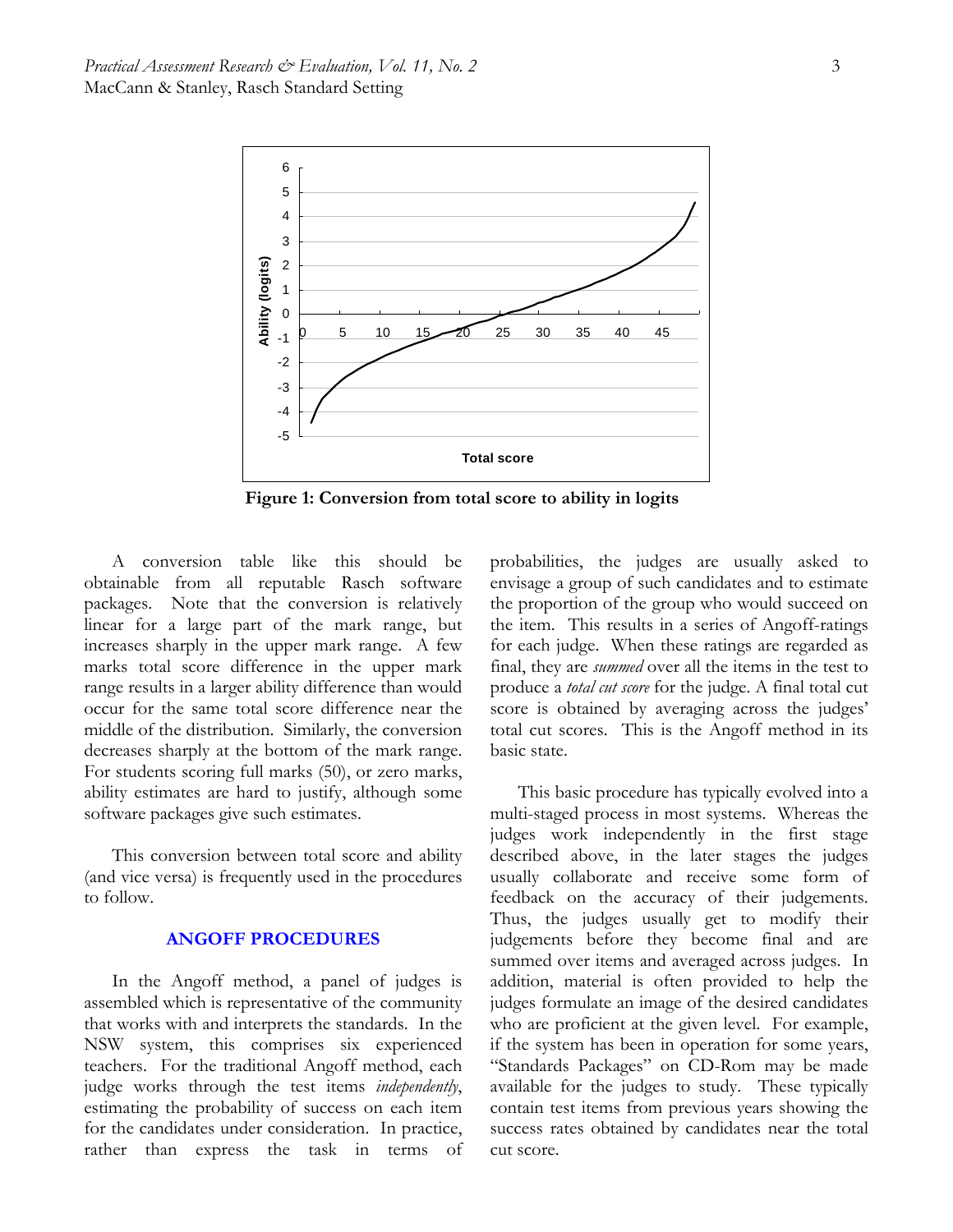Figure 1: Conversion from total score to ability in logits

A conversion table like this should be obtainable from all reputable Rasch software packages. Note that the conversion is relatively linear for a large part of the mark range, but increases sharply in the upper mark range. A few marks total score difference in the upper mark range results in a larger ability difference than would occur for the same total score difference near the middle of the distribution. Similarly, the conversion decreases sharply at the bottom of the mark range. For students scoring full marks (50), or zero marks, ability estimates are hard to justify, although some software packages give such estimates.

This conversion between total score and ability (and vice versa) is frequently used in the procedures to follow.

## ANGOFF PROCEDURES

In the Angoff method, a panel of judges is assembled which is representative of the community that works with and interprets the standards. In the NSW system, this comprises six experienced teachers. For the traditional Angoff method, each judge works through the test items *independently*, estimating the probability of success on each item for the candidates under consideration. In practice, rather than express the task in terms of probabilities, the judges are usually asked to envisage a group of such candidates and to estimate the proportion of the group who would succeed on the item. This results in a series of Angoff-ratings for each judge. When these ratings are regarded as final, they are *summed* over all the items in the test to produce a *total cut score* for the judge. A final total cut score is obtained by averaging across the judges' total cut scores. This is the Angoff method in its basic state.

This basic procedure has typically evolved into a multi-staged process in most systems. Whereas the judges work independently in the first stage described above, in the later stages the judges usually collaborate and receive some form of feedback on the accuracy of their judgements. Thus, the judges usually get to modify their judgements before they become final and are summed over items and averaged across judges. In addition, material is often provided to help the judges formulate an image of the desired candidates who are proficient at the given level. For example, if the system has been in operation for some years, "Standards Packages" on CD-Rom may be made available for the judges to study. These typically contain test items from previous years showing the success rates obtained by candidates near the total cut score.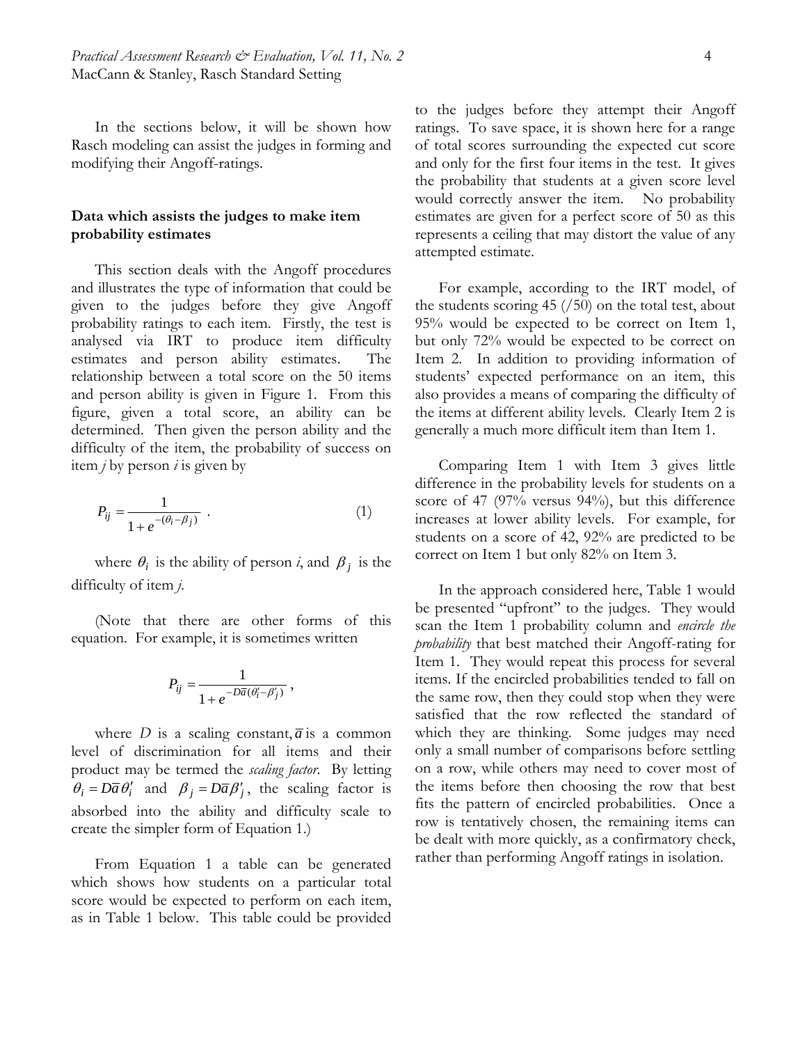In the sections below, it will be shown how Rasch modeling can assist the judges in forming and modifying their Angoff-ratings.

### Data which assists the judges to make item probability estimates

This section deals with the Angoff procedures and illustrates the type of information that could be given to the judges before they give Angoff probability ratings to each item. Firstly, the test is analysed via IRT to produce item difficulty estimates and person ability estimates. The relationship between a total score on the 50 items and person ability is given in Figure 1. From this figure, given a total score, an ability can be determined. Then given the person ability and the difficulty of the item, the probability of success on item $j$ by person $i$ is given by

$$P_{ij} = \frac{1}{1 + e^{-(\theta_i - \beta_j)}} \; . \tag{1}$$

where $\theta_i$ is the ability of person $i$, and $\beta_j$ is the difficulty of item $j$.

(Note that there are other forms of this equation. For example, it is sometimes written

$$P_{ij} = \frac{1}{1 + e^{-D\bar{a}(\theta_i' - \beta_j')}} \, ,$$

where $D$ is a scaling constant, $\bar{a}$ is a common level of discrimination for all items and their product may be termed the *scaling factor*. By letting $\theta_i = D\bar{a}\theta_i'$ and $\beta_j = D\bar{a}\beta_j'$, the scaling factor is absorbed into the ability and difficulty scale to create the simpler form of Equation 1.)

From Equation 1 a table can be generated which shows how students on a particular total score would be expected to perform on each item, as in Table 1 below. This table could be provided to the judges before they attempt their Angoff ratings. To save space, it is shown here for a range of total scores surrounding the expected cut score and only for the first four items in the test. It gives the probability that students at a given score level would correctly answer the item. No probability estimates are given for a perfect score of 50 as this represents a ceiling that may distort the value of any attempted estimate.

For example, according to the IRT model, of the students scoring 45 (/50) on the total test, about 95% would be expected to be correct on Item 1, but only 72% would be expected to be correct on Item 2. In addition to providing information of students' expected performance on an item, this also provides a means of comparing the difficulty of the items at different ability levels. Clearly Item 2 is generally a much more difficult item than Item 1.

Comparing Item 1 with Item 3 gives little difference in the probability levels for students on a score of 47 (97% versus 94%), but this difference increases at lower ability levels. For example, for students on a score of 42, 92% are predicted to be correct on Item 1 but only 82% on Item 3.

In the approach considered here, Table 1 would be presented "upfront" to the judges. They would scan the Item 1 probability column and *encircle the probability* that best matched their Angoff-rating for Item 1. They would repeat this process for several items. If the encircled probabilities tended to fall on the same row, then they could stop when they were satisfied that the row reflected the standard of which they are thinking. Some judges may need only a small number of comparisons before settling on a row, while others may need to cover most of the items before then choosing the row that best fits the pattern of encircled probabilities. Once a row is tentatively chosen, the remaining items can be dealt with more quickly, as a confirmatory check, rather than performing Angoff ratings in isolation.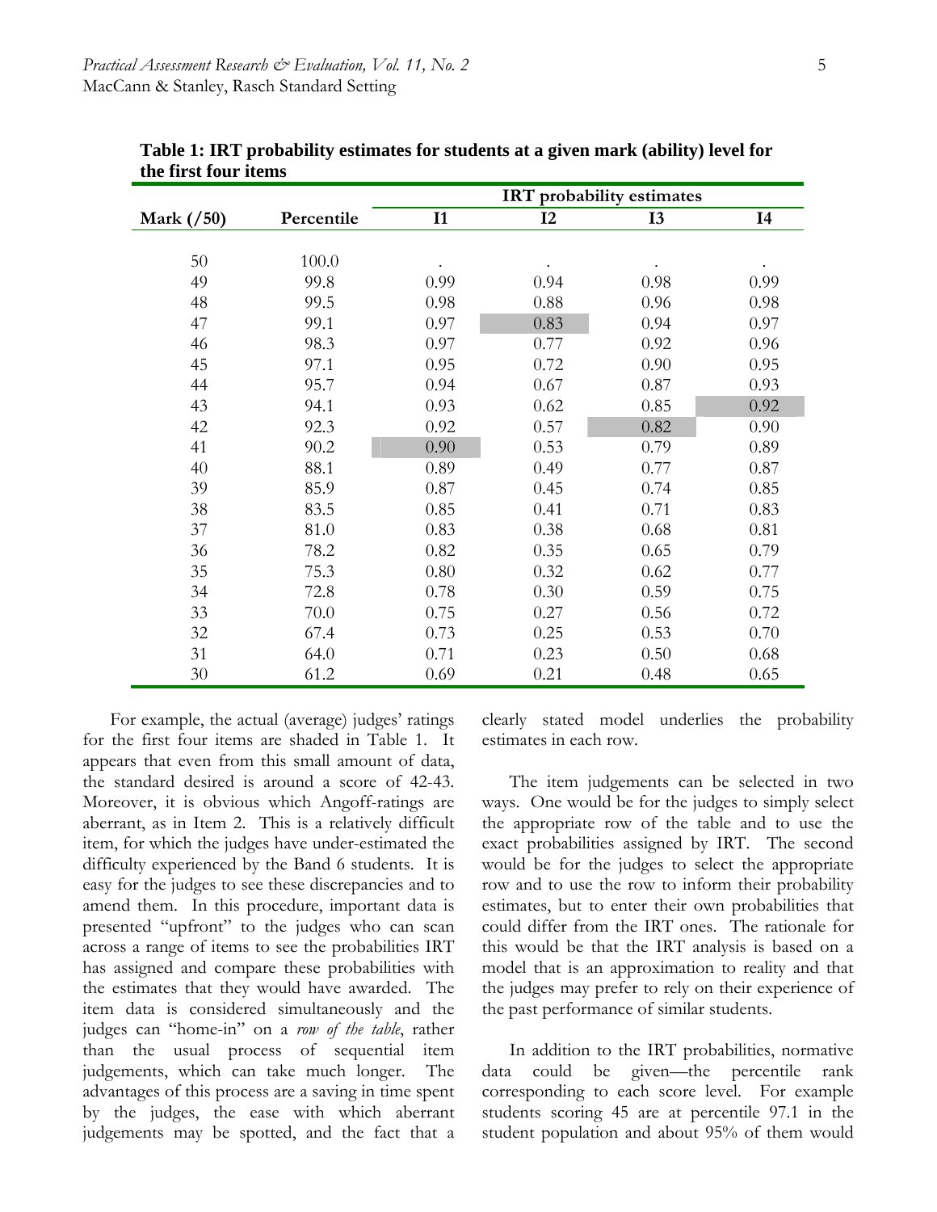**Table 1: IRT probability estimates for students at a given mark (ability) level for the first four items**

| Mark (/50) | Percentile | IRT probability estimates | | | |
|---|---|---|---|---|---|
| | | I1 | I2 | I3 | I4 |
| 50 | 100.0 | . | . | . | . |
| 49 | 99.8 | 0.99 | 0.94 | 0.98 | 0.99 |
| 48 | 99.5 | 0.98 | 0.88 | 0.96 | 0.98 |
| 47 | 99.1 | 0.97 | 0.83 | 0.94 | 0.97 |
| 46 | 98.3 | 0.97 | 0.77 | 0.92 | 0.96 |
| 45 | 97.1 | 0.95 | 0.72 | 0.90 | 0.95 |
| 44 | 95.7 | 0.94 | 0.67 | 0.87 | 0.93 |
| 43 | 94.1 | 0.93 | 0.62 | 0.85 | 0.92 |
| 42 | 92.3 | 0.92 | 0.57 | 0.82 | 0.90 |
| 41 | 90.2 | 0.90 | 0.53 | 0.79 | 0.89 |
| 40 | 88.1 | 0.89 | 0.49 | 0.77 | 0.87 |
| 39 | 85.9 | 0.87 | 0.45 | 0.74 | 0.85 |
| 38 | 83.5 | 0.85 | 0.41 | 0.71 | 0.83 |
| 37 | 81.0 | 0.83 | 0.38 | 0.68 | 0.81 |
| 36 | 78.2 | 0.82 | 0.35 | 0.65 | 0.79 |
| 35 | 75.3 | 0.80 | 0.32 | 0.62 | 0.77 |
| 34 | 72.8 | 0.78 | 0.30 | 0.59 | 0.75 |
| 33 | 70.0 | 0.75 | 0.27 | 0.56 | 0.72 |
| 32 | 67.4 | 0.73 | 0.25 | 0.53 | 0.70 |
| 31 | 64.0 | 0.71 | 0.23 | 0.50 | 0.68 |
| 30 | 61.2 | 0.69 | 0.21 | 0.48 | 0.65 |

For example, the actual (average) judges' ratings for the first four items are shaded in Table 1. It appears that even from this small amount of data, the standard desired is around a score of 42-43. Moreover, it is obvious which Angoff-ratings are aberrant, as in Item 2. This is a relatively difficult item, for which the judges have under-estimated the difficulty experienced by the Band 6 students. It is easy for the judges to see these discrepancies and to amend them. In this procedure, important data is presented "upfront" to the judges who can scan across a range of items to see the probabilities IRT has assigned and compare these probabilities with the estimates that they would have awarded. The item data is considered simultaneously and the judges can "home-in" on a *row of the table*, rather than the usual process of sequential item judgements, which can take much longer. The advantages of this process are a saving in time spent by the judges, the ease with which aberrant judgements may be spotted, and the fact that a clearly stated model underlies the probability estimates in each row.

The item judgements can be selected in two ways. One would be for the judges to simply select the appropriate row of the table and to use the exact probabilities assigned by IRT. The second would be for the judges to select the appropriate row and to use the row to inform their probability estimates, but to enter their own probabilities that could differ from the IRT ones. The rationale for this would be that the IRT analysis is based on a model that is an approximation to reality and that the judges may prefer to rely on their experience of the past performance of similar students.

In addition to the IRT probabilities, normative data could be given—the percentile rank corresponding to each score level. For example students scoring 45 are at percentile 97.1 in the student population and about 95% of them would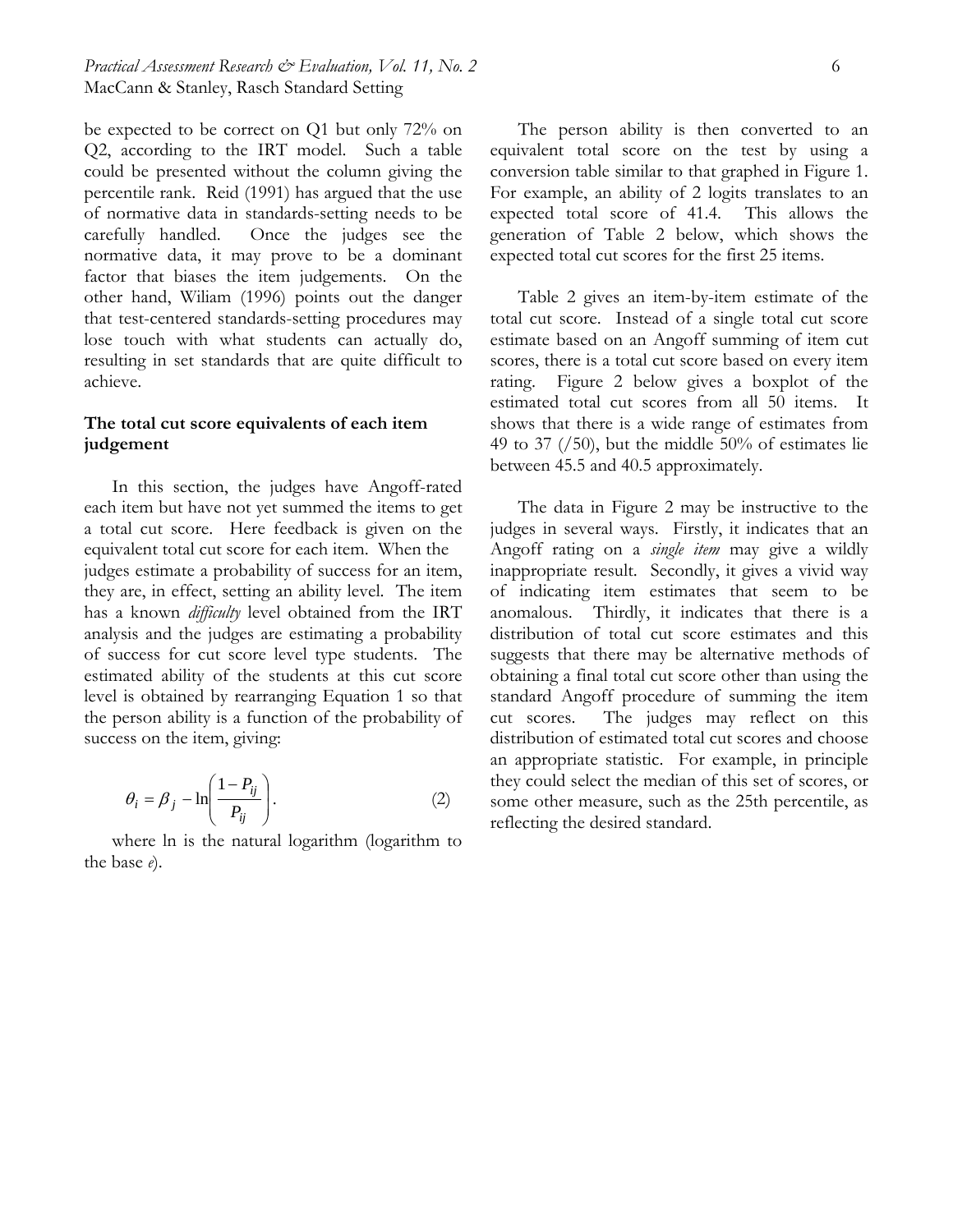be expected to be correct on Q1 but only 72% on Q2, according to the IRT model. Such a table could be presented without the column giving the percentile rank. Reid (1991) has argued that the use of normative data in standards-setting needs to be carefully handled. Once the judges see the normative data, it may prove to be a dominant factor that biases the item judgements. On the other hand, Wiliam (1996) points out the danger that test-centered standards-setting procedures may lose touch with what students can actually do, resulting in set standards that are quite difficult to achieve.

### The total cut score equivalents of each item judgement

In this section, the judges have Angoff-rated each item but have not yet summed the items to get a total cut score. Here feedback is given on the equivalent total cut score for each item. When the judges estimate a probability of success for an item, they are, in effect, setting an ability level. The item has a known *difficulty* level obtained from the IRT analysis and the judges are estimating a probability of success for cut score level type students. The estimated ability of the students at this cut score level is obtained by rearranging Equation 1 so that the person ability is a function of the probability of success on the item, giving:

$$\theta_i = \beta_j - \ln\left(\frac{1 - P_{ij}}{P_{ij}}\right). \qquad (2)$$

where ln is the natural logarithm (logarithm to the base *e*).

The person ability is then converted to an equivalent total score on the test by using a conversion table similar to that graphed in Figure 1. For example, an ability of 2 logits translates to an expected total score of 41.4. This allows the generation of Table 2 below, which shows the expected total cut scores for the first 25 items.

Table 2 gives an item-by-item estimate of the total cut score. Instead of a single total cut score estimate based on an Angoff summing of item cut scores, there is a total cut score based on every item rating. Figure 2 below gives a boxplot of the estimated total cut scores from all 50 items. It shows that there is a wide range of estimates from 49 to 37 (/50), but the middle 50% of estimates lie between 45.5 and 40.5 approximately.

The data in Figure 2 may be instructive to the judges in several ways. Firstly, it indicates that an Angoff rating on a *single item* may give a wildly inappropriate result. Secondly, it gives a vivid way of indicating item estimates that seem to be anomalous. Thirdly, it indicates that there is a distribution of total cut score estimates and this suggests that there may be alternative methods of obtaining a final total cut score other than using the standard Angoff procedure of summing the item cut scores. The judges may reflect on this distribution of estimated total cut scores and choose an appropriate statistic. For example, in principle they could select the median of this set of scores, or some other measure, such as the 25th percentile, as reflecting the desired standard.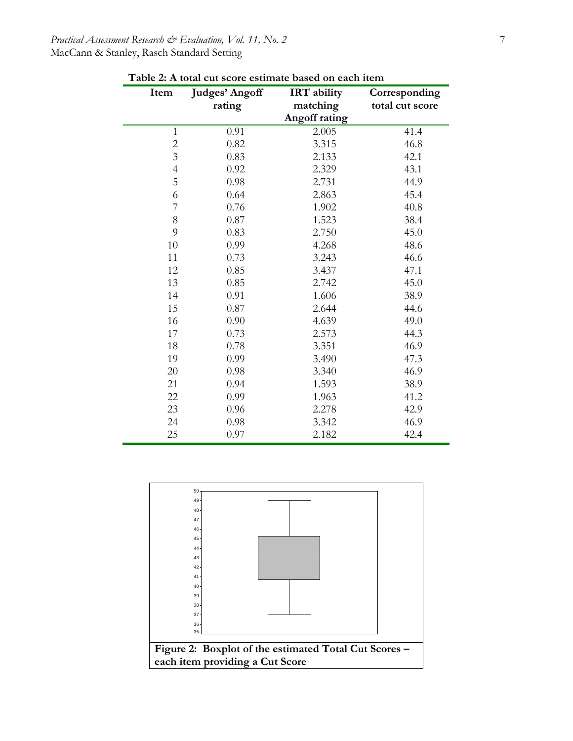**Table 2: A total cut score estimate based on each item**

| Item | Judges' Angoff rating | IRT ability matching Angoff rating | Corresponding total cut score |
|---|---|---|---|
| 1 | 0.91 | 2.005 | 41.4 |
| 2 | 0.82 | 3.315 | 46.8 |
| 3 | 0.83 | 2.133 | 42.1 |
| 4 | 0.92 | 2.329 | 43.1 |
| 5 | 0.98 | 2.731 | 44.9 |
| 6 | 0.64 | 2.863 | 45.4 |
| 7 | 0.76 | 1.902 | 40.8 |
| 8 | 0.87 | 1.523 | 38.4 |
| 9 | 0.83 | 2.750 | 45.0 |
| 10 | 0.99 | 4.268 | 48.6 |
| 11 | 0.73 | 3.243 | 46.6 |
| 12 | 0.85 | 3.437 | 47.1 |
| 13 | 0.85 | 2.742 | 45.0 |
| 14 | 0.91 | 1.606 | 38.9 |
| 15 | 0.87 | 2.644 | 44.6 |
| 16 | 0.90 | 4.639 | 49.0 |
| 17 | 0.73 | 2.573 | 44.3 |
| 18 | 0.78 | 3.351 | 46.9 |
| 19 | 0.99 | 3.490 | 47.3 |
| 20 | 0.98 | 3.340 | 46.9 |
| 21 | 0.94 | 1.593 | 38.9 |
| 22 | 0.99 | 1.963 | 41.2 |
| 23 | 0.96 | 2.278 | 42.9 |
| 24 | 0.98 | 3.342 | 46.9 |
| 25 | 0.97 | 2.182 | 42.4 |

**Figure 2: Boxplot of the estimated Total Cut Scores – each item providing a Cut Score**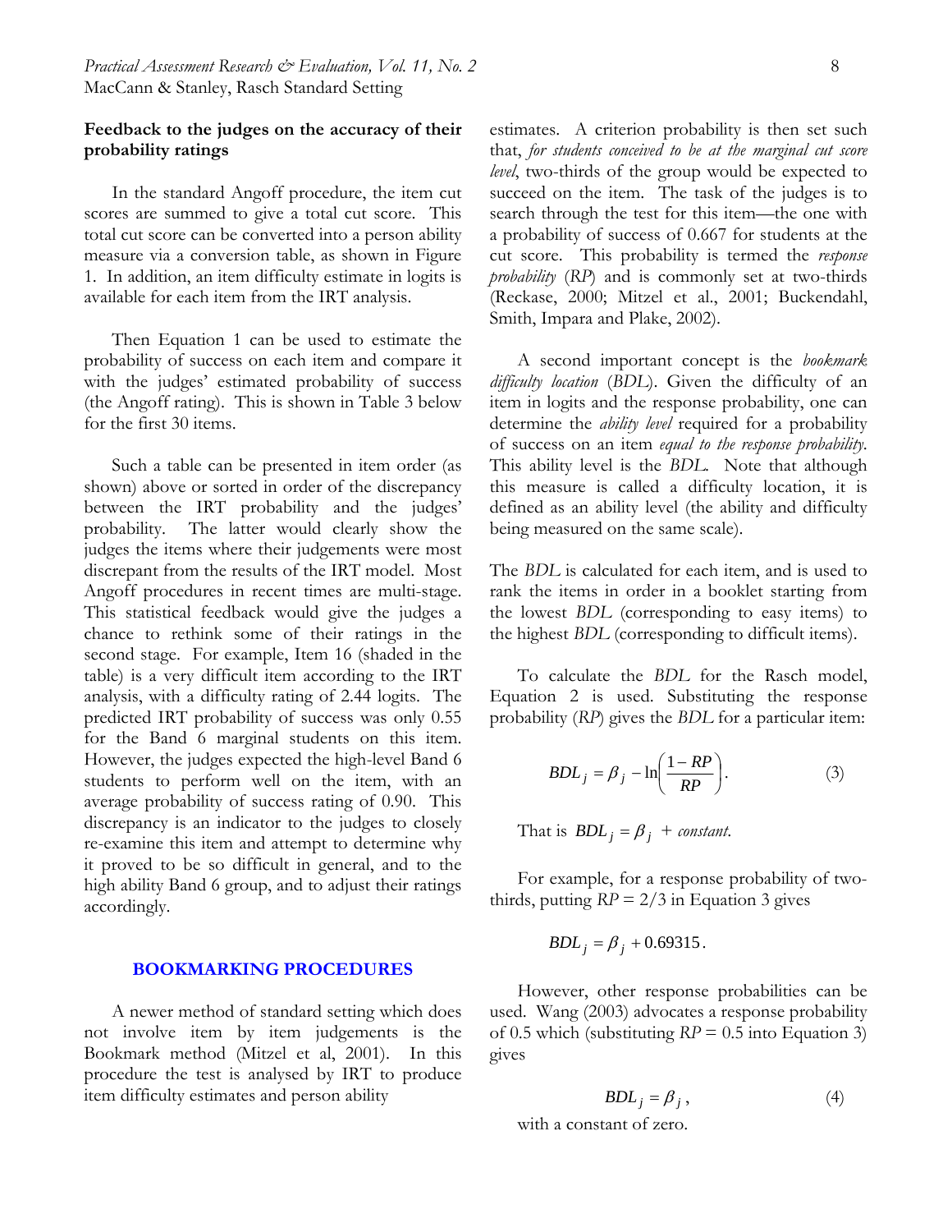### Feedback to the judges on the accuracy of their probability ratings

In the standard Angoff procedure, the item cut scores are summed to give a total cut score. This total cut score can be converted into a person ability measure via a conversion table, as shown in Figure 1. In addition, an item difficulty estimate in logits is available for each item from the IRT analysis.

Then Equation 1 can be used to estimate the probability of success on each item and compare it with the judges' estimated probability of success (the Angoff rating). This is shown in Table 3 below for the first 30 items.

Such a table can be presented in item order (as shown) above or sorted in order of the discrepancy between the IRT probability and the judges' probability. The latter would clearly show the judges the items where their judgements were most discrepant from the results of the IRT model. Most Angoff procedures in recent times are multi-stage. This statistical feedback would give the judges a chance to rethink some of their ratings in the second stage. For example, Item 16 (shaded in the table) is a very difficult item according to the IRT analysis, with a difficulty rating of 2.44 logits. The predicted IRT probability of success was only 0.55 for the Band 6 marginal students on this item. However, the judges expected the high-level Band 6 students to perform well on the item, with an average probability of success rating of 0.90. This discrepancy is an indicator to the judges to closely re-examine this item and attempt to determine why it proved to be so difficult in general, and to the high ability Band 6 group, and to adjust their ratings accordingly.

## BOOKMARKING PROCEDURES

A newer method of standard setting which does not involve item by item judgements is the Bookmark method (Mitzel et al, 2001). In this procedure the test is analysed by IRT to produce item difficulty estimates and person ability estimates. A criterion probability is then set such that, *for students conceived to be at the marginal cut score level*, two-thirds of the group would be expected to succeed on the item. The task of the judges is to search through the test for this item—the one with a probability of success of 0.667 for students at the cut score. This probability is termed the *response probability* (*RP*) and is commonly set at two-thirds (Reckase, 2000; Mitzel et al., 2001; Buckendahl, Smith, Impara and Plake, 2002).

A second important concept is the *bookmark difficulty location* (*BDL*). Given the difficulty of an item in logits and the response probability, one can determine the *ability level* required for a probability of success on an item *equal to the response probability*. This ability level is the *BDL*. Note that although this measure is called a difficulty location, it is defined as an ability level (the ability and difficulty being measured on the same scale).

The *BDL* is calculated for each item, and is used to rank the items in order in a booklet starting from the lowest *BDL* (corresponding to easy items) to the highest *BDL* (corresponding to difficult items).

To calculate the *BDL* for the Rasch model, Equation 2 is used. Substituting the response probability (*RP*) gives the *BDL* for a particular item:

$$BDL_j = \beta_j - \ln\left(\frac{1 - RP}{RP}\right). \tag{3}$$

That is $BDL_j = \beta_j + \textit{constant}$.

For example, for a response probability of two-thirds, putting $RP = 2/3$ in Equation 3 gives

$$BDL_j = \beta_j + 0.69315.$$

However, other response probabilities can be used. Wang (2003) advocates a response probability of 0.5 which (substituting $RP = 0.5$ into Equation 3) gives

$$BDL_j = \beta_j, \tag{4}$$

with a constant of zero.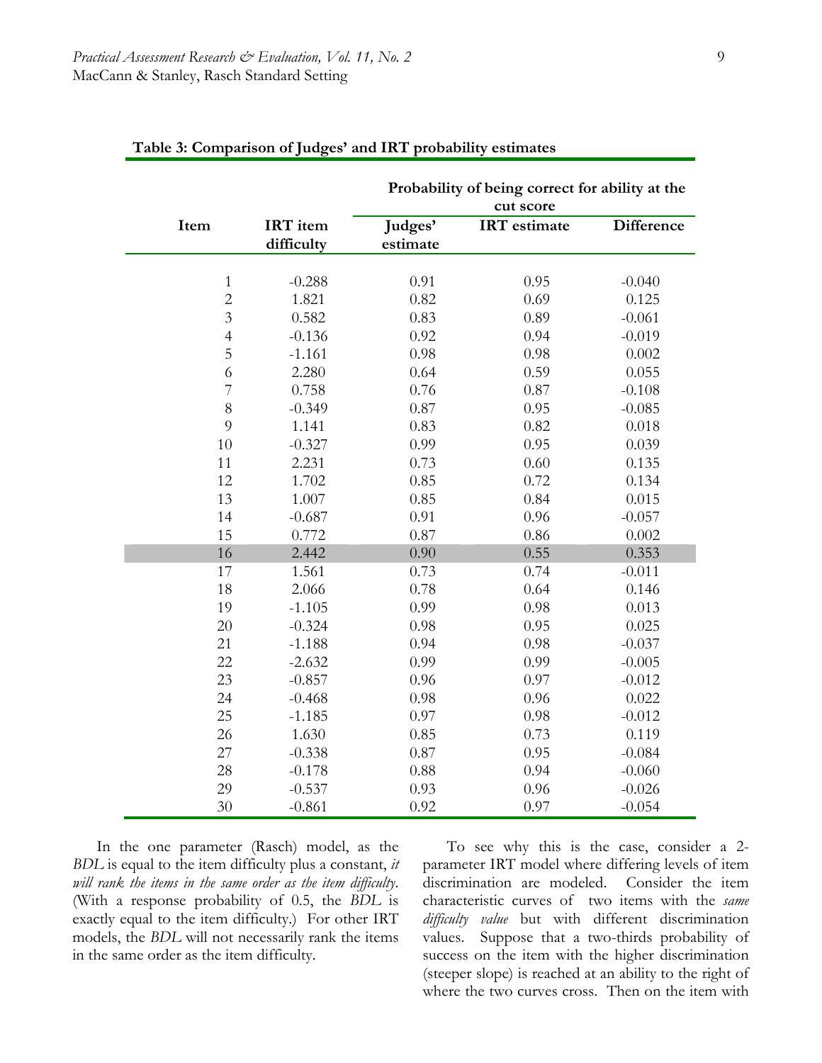**Table 3: Comparison of Judges' and IRT probability estimates**

| Item | IRT item difficulty | Probability of being correct for ability at the cut score | | |
|---|---|---|---|---|
| | | Judges' estimate | IRT estimate | Difference |
| 1 | -0.288 | 0.91 | 0.95 | -0.040 |
| 2 | 1.821 | 0.82 | 0.69 | 0.125 |
| 3 | 0.582 | 0.83 | 0.89 | -0.061 |
| 4 | -0.136 | 0.92 | 0.94 | -0.019 |
| 5 | -1.161 | 0.98 | 0.98 | 0.002 |
| 6 | 2.280 | 0.64 | 0.59 | 0.055 |
| 7 | 0.758 | 0.76 | 0.87 | -0.108 |
| 8 | -0.349 | 0.87 | 0.95 | -0.085 |
| 9 | 1.141 | 0.83 | 0.82 | 0.018 |
| 10 | -0.327 | 0.99 | 0.95 | 0.039 |
| 11 | 2.231 | 0.73 | 0.60 | 0.135 |
| 12 | 1.702 | 0.85 | 0.72 | 0.134 |
| 13 | 1.007 | 0.85 | 0.84 | 0.015 |
| 14 | -0.687 | 0.91 | 0.96 | -0.057 |
| 15 | 0.772 | 0.87 | 0.86 | 0.002 |
| 16 | 2.442 | 0.90 | 0.55 | 0.353 |
| 17 | 1.561 | 0.73 | 0.74 | -0.011 |
| 18 | 2.066 | 0.78 | 0.64 | 0.146 |
| 19 | -1.105 | 0.99 | 0.98 | 0.013 |
| 20 | -0.324 | 0.98 | 0.95 | 0.025 |
| 21 | -1.188 | 0.94 | 0.98 | -0.037 |
| 22 | -2.632 | 0.99 | 0.99 | -0.005 |
| 23 | -0.857 | 0.96 | 0.97 | -0.012 |
| 24 | -0.468 | 0.98 | 0.96 | 0.022 |
| 25 | -1.185 | 0.97 | 0.98 | -0.012 |
| 26 | 1.630 | 0.85 | 0.73 | 0.119 |
| 27 | -0.338 | 0.87 | 0.95 | -0.084 |
| 28 | -0.178 | 0.88 | 0.94 | -0.060 |
| 29 | -0.537 | 0.93 | 0.96 | -0.026 |
| 30 | -0.861 | 0.92 | 0.97 | -0.054 |

In the one parameter (Rasch) model, as the *BDL* is equal to the item difficulty plus a constant, *it will rank the items in the same order as the item difficulty*. (With a response probability of 0.5, the *BDL* is exactly equal to the item difficulty.) For other IRT models, the *BDL* will not necessarily rank the items in the same order as the item difficulty.

To see why this is the case, consider a 2-parameter IRT model where differing levels of item discrimination are modeled. Consider the item characteristic curves of two items with the *same difficulty value* but with different discrimination values. Suppose that a two-thirds probability of success on the item with the higher discrimination (steeper slope) is reached at an ability to the right of where the two curves cross. Then on the item with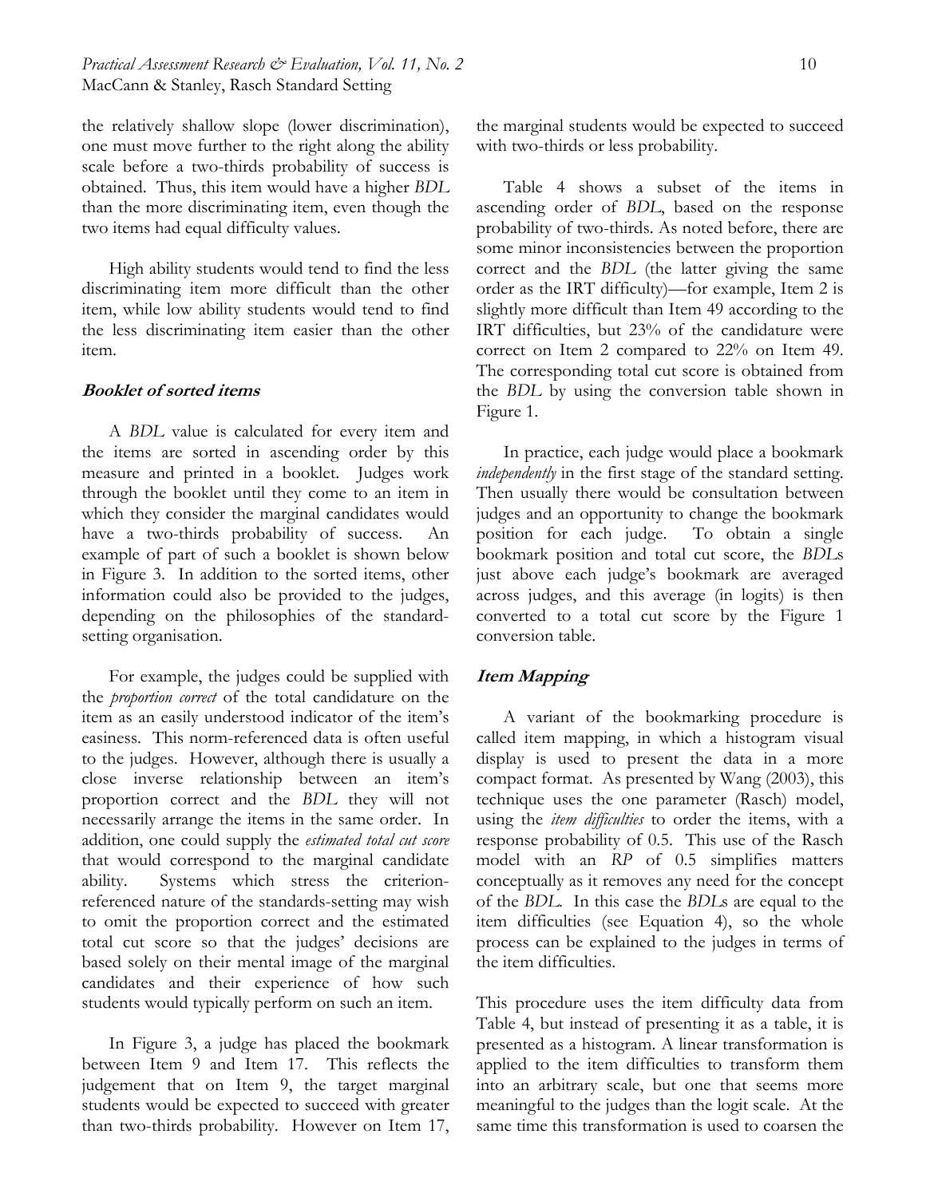the relatively shallow slope (lower discrimination), one must move further to the right along the ability scale before a two-thirds probability of success is obtained. Thus, this item would have a higher *BDL* than the more discriminating item, even though the two items had equal difficulty values.

High ability students would tend to find the less discriminating item more difficult than the other item, while low ability students would tend to find the less discriminating item easier than the other item.

### Booklet of sorted items

A *BDL* value is calculated for every item and the items are sorted in ascending order by this measure and printed in a booklet. Judges work through the booklet until they come to an item in which they consider the marginal candidates would have a two-thirds probability of success. An example of part of such a booklet is shown below in Figure 3. In addition to the sorted items, other information could also be provided to the judges, depending on the philosophies of the standard-setting organisation.

For example, the judges could be supplied with the *proportion correct* of the total candidature on the item as an easily understood indicator of the item's easiness. This norm-referenced data is often useful to the judges. However, although there is usually a close inverse relationship between an item's proportion correct and the *BDL* they will not necessarily arrange the items in the same order. In addition, one could supply the *estimated total cut score* that would correspond to the marginal candidate ability. Systems which stress the criterion-referenced nature of the standards-setting may wish to omit the proportion correct and the estimated total cut score so that the judges' decisions are based solely on their mental image of the marginal candidates and their experience of how such students would typically perform on such an item.

In Figure 3, a judge has placed the bookmark between Item 9 and Item 17. This reflects the judgement that on Item 9, the target marginal students would be expected to succeed with greater than two-thirds probability. However on Item 17, the marginal students would be expected to succeed with two-thirds or less probability.

Table 4 shows a subset of the items in ascending order of *BDL*, based on the response probability of two-thirds. As noted before, there are some minor inconsistencies between the proportion correct and the *BDL* (the latter giving the same order as the IRT difficulty)—for example, Item 2 is slightly more difficult than Item 49 according to the IRT difficulties, but 23% of the candidature were correct on Item 2 compared to 22% on Item 49. The corresponding total cut score is obtained from the *BDL* by using the conversion table shown in Figure 1.

In practice, each judge would place a bookmark *independently* in the first stage of the standard setting. Then usually there would be consultation between judges and an opportunity to change the bookmark position for each judge. To obtain a single bookmark position and total cut score, the *BDL*s just above each judge's bookmark are averaged across judges, and this average (in logits) is then converted to a total cut score by the Figure 1 conversion table.

### Item Mapping

A variant of the bookmarking procedure is called item mapping, in which a histogram visual display is used to present the data in a more compact format. As presented by Wang (2003), this technique uses the one parameter (Rasch) model, using the *item difficulties* to order the items, with a response probability of 0.5. This use of the Rasch model with an *RP* of 0.5 simplifies matters conceptually as it removes any need for the concept of the *BDL*. In this case the *BDL*s are equal to the item difficulties (see Equation 4), so the whole process can be explained to the judges in terms of the item difficulties.

This procedure uses the item difficulty data from Table 4, but instead of presenting it as a table, it is presented as a histogram. A linear transformation is applied to the item difficulties to transform them into an arbitrary scale, but one that seems more meaningful to the judges than the logit scale. At the same time this transformation is used to coarsen the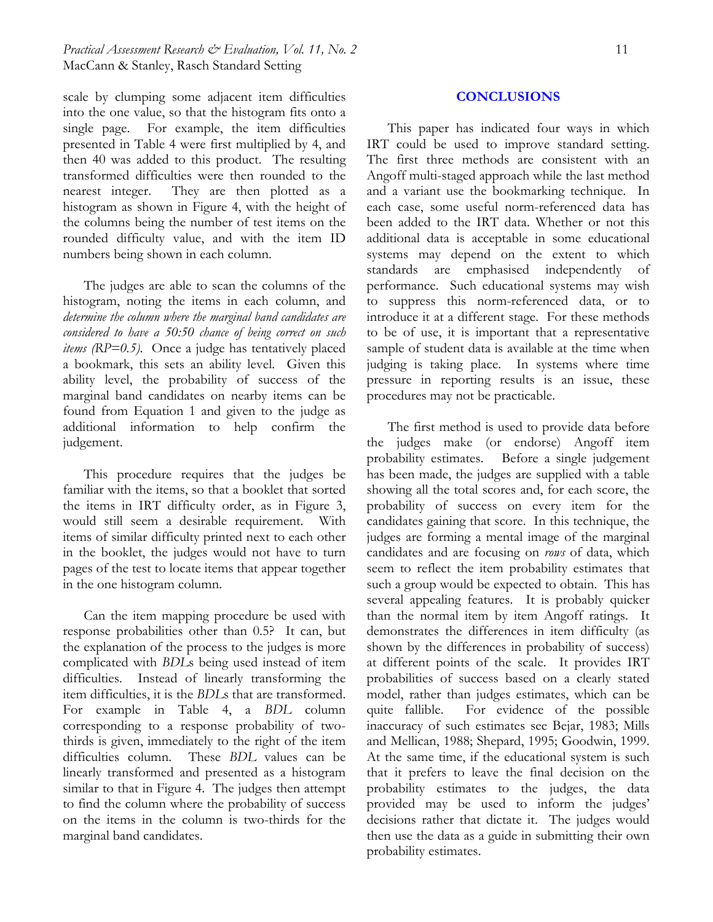scale by clumping some adjacent item difficulties into the one value, so that the histogram fits onto a single page. For example, the item difficulties presented in Table 4 were first multiplied by 4, and then 40 was added to this product. The resulting transformed difficulties were then rounded to the nearest integer. They are then plotted as a histogram as shown in Figure 4, with the height of the columns being the number of test items on the rounded difficulty value, and with the item ID numbers being shown in each column.

The judges are able to scan the columns of the histogram, noting the items in each column, and *determine the column where the marginal band candidates are considered to have a 50:50 chance of being correct on such items (RP=0.5).* Once a judge has tentatively placed a bookmark, this sets an ability level. Given this ability level, the probability of success of the marginal band candidates on nearby items can be found from Equation 1 and given to the judge as additional information to help confirm the judgement.

This procedure requires that the judges be familiar with the items, so that a booklet that sorted the items in IRT difficulty order, as in Figure 3, would still seem a desirable requirement. With items of similar difficulty printed next to each other in the booklet, the judges would not have to turn pages of the test to locate items that appear together in the one histogram column.

Can the item mapping procedure be used with response probabilities other than 0.5? It can, but the explanation of the process to the judges is more complicated with *BDL*s being used instead of item difficulties. Instead of linearly transforming the item difficulties, it is the *BDL*s that are transformed. For example in Table 4, a *BDL* column corresponding to a response probability of two-thirds is given, immediately to the right of the item difficulties column. These *BDL* values can be linearly transformed and presented as a histogram similar to that in Figure 4. The judges then attempt to find the column where the probability of success on the items in the column is two-thirds for the marginal band candidates.

## CONCLUSIONS

This paper has indicated four ways in which IRT could be used to improve standard setting. The first three methods are consistent with an Angoff multi-staged approach while the last method and a variant use the bookmarking technique. In each case, some useful norm-referenced data has been added to the IRT data. Whether or not this additional data is acceptable in some educational systems may depend on the extent to which standards are emphasised independently of performance. Such educational systems may wish to suppress this norm-referenced data, or to introduce it at a different stage. For these methods to be of use, it is important that a representative sample of student data is available at the time when judging is taking place. In systems where time pressure in reporting results is an issue, these procedures may not be practicable.

The first method is used to provide data before the judges make (or endorse) Angoff item probability estimates. Before a single judgement has been made, the judges are supplied with a table showing all the total scores and, for each score, the probability of success on every item for the candidates gaining that score. In this technique, the judges are forming a mental image of the marginal candidates and are focusing on *rows* of data, which seem to reflect the item probability estimates that such a group would be expected to obtain. This has several appealing features. It is probably quicker than the normal item by item Angoff ratings. It demonstrates the differences in item difficulty (as shown by the differences in probability of success) at different points of the scale. It provides IRT probabilities of success based on a clearly stated model, rather than judges estimates, which can be quite fallible. For evidence of the possible inaccuracy of such estimates see Bejar, 1983; Mills and Mellican, 1988; Shepard, 1995; Goodwin, 1999. At the same time, if the educational system is such that it prefers to leave the final decision on the probability estimates to the judges, the data provided may be used to inform the judges' decisions rather that dictate it. The judges would then use the data as a guide in submitting their own probability estimates.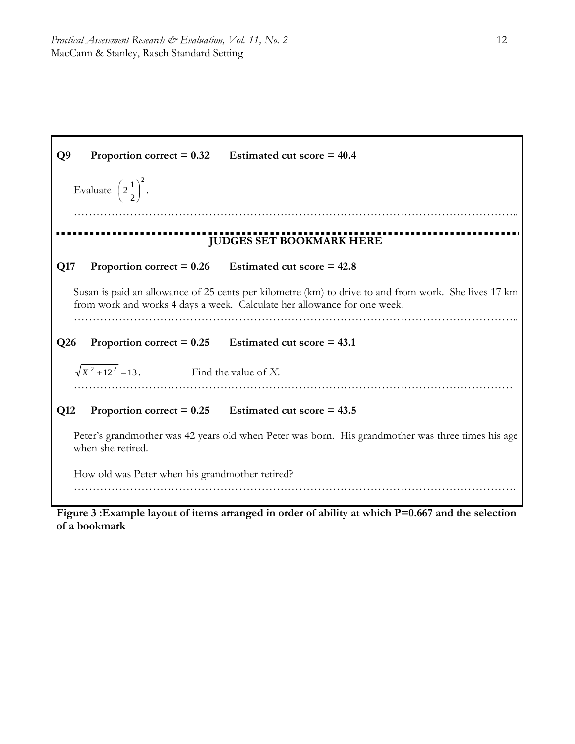**Q9 Proportion correct = 0.32 Estimated cut score = 40.4**

Evaluate $\left(2\frac{1}{2}\right)^2$.

……………………………………………………………………………………………………..

**JUDGES SET BOOKMARK HERE**

**Q17 Proportion correct = 0.26 Estimated cut score = 42.8**

Susan is paid an allowance of 25 cents per kilometre (km) to drive to and from work. She lives 17 km from work and works 4 days a week. Calculate her allowance for one week.

……………………………………………………………………………………………………..

**Q26 Proportion correct = 0.25 Estimated cut score = 43.1**

$\sqrt{X^2 + 12^2} = 13$. Find the value of $X$.

……………………………………………………………………………………………………

**Q12 Proportion correct = 0.25 Estimated cut score = 43.5**

Peter's grandmother was 42 years old when Peter was born. His grandmother was three times his age when she retired.

How old was Peter when his grandmother retired?

…………………………………………………………………………………………………….

**Figure 3 :Example layout of items arranged in order of ability at which P=0.667 and the selection of a bookmark**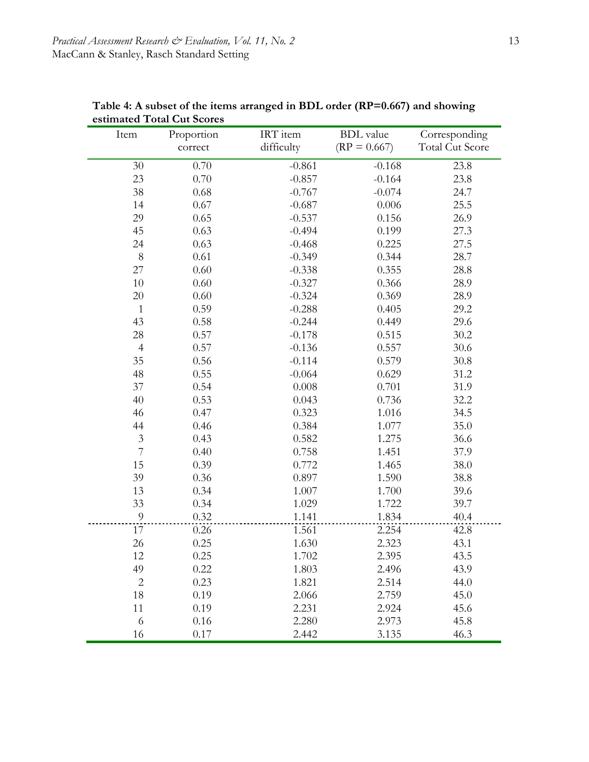**Table 4: A subset of the items arranged in BDL order (RP=0.667) and showing estimated Total Cut Scores**

| Item | Proportion correct | IRT item difficulty | BDL value (RP = 0.667) | Corresponding Total Cut Score |
|---|---|---|---|---|
| 30 | 0.70 | -0.861 | -0.168 | 23.8 |
| 23 | 0.70 | -0.857 | -0.164 | 23.8 |
| 38 | 0.68 | -0.767 | -0.074 | 24.7 |
| 14 | 0.67 | -0.687 | 0.006 | 25.5 |
| 29 | 0.65 | -0.537 | 0.156 | 26.9 |
| 45 | 0.63 | -0.494 | 0.199 | 27.3 |
| 24 | 0.63 | -0.468 | 0.225 | 27.5 |
| 8 | 0.61 | -0.349 | 0.344 | 28.7 |
| 27 | 0.60 | -0.338 | 0.355 | 28.8 |
| 10 | 0.60 | -0.327 | 0.366 | 28.9 |
| 20 | 0.60 | -0.324 | 0.369 | 28.9 |
| 1 | 0.59 | -0.288 | 0.405 | 29.2 |
| 43 | 0.58 | -0.244 | 0.449 | 29.6 |
| 28 | 0.57 | -0.178 | 0.515 | 30.2 |
| 4 | 0.57 | -0.136 | 0.557 | 30.6 |
| 35 | 0.56 | -0.114 | 0.579 | 30.8 |
| 48 | 0.55 | -0.064 | 0.629 | 31.2 |
| 37 | 0.54 | 0.008 | 0.701 | 31.9 |
| 40 | 0.53 | 0.043 | 0.736 | 32.2 |
| 46 | 0.47 | 0.323 | 1.016 | 34.5 |
| 44 | 0.46 | 0.384 | 1.077 | 35.0 |
| 3 | 0.43 | 0.582 | 1.275 | 36.6 |
| 7 | 0.40 | 0.758 | 1.451 | 37.9 |
| 15 | 0.39 | 0.772 | 1.465 | 38.0 |
| 39 | 0.36 | 0.897 | 1.590 | 38.8 |
| 13 | 0.34 | 1.007 | 1.700 | 39.6 |
| 33 | 0.34 | 1.029 | 1.722 | 39.7 |
| 9 | 0.32 | 1.141 | 1.834 | 40.4 |
| 17 | 0.26 | 1.561 | 2.254 | 42.8 |
| 26 | 0.25 | 1.630 | 2.323 | 43.1 |
| 12 | 0.25 | 1.702 | 2.395 | 43.5 |
| 49 | 0.22 | 1.803 | 2.496 | 43.9 |
| 2 | 0.23 | 1.821 | 2.514 | 44.0 |
| 18 | 0.19 | 2.066 | 2.759 | 45.0 |
| 11 | 0.19 | 2.231 | 2.924 | 45.6 |
| 6 | 0.16 | 2.280 | 2.973 | 45.8 |
| 16 | 0.17 | 2.442 | 3.135 | 46.3 |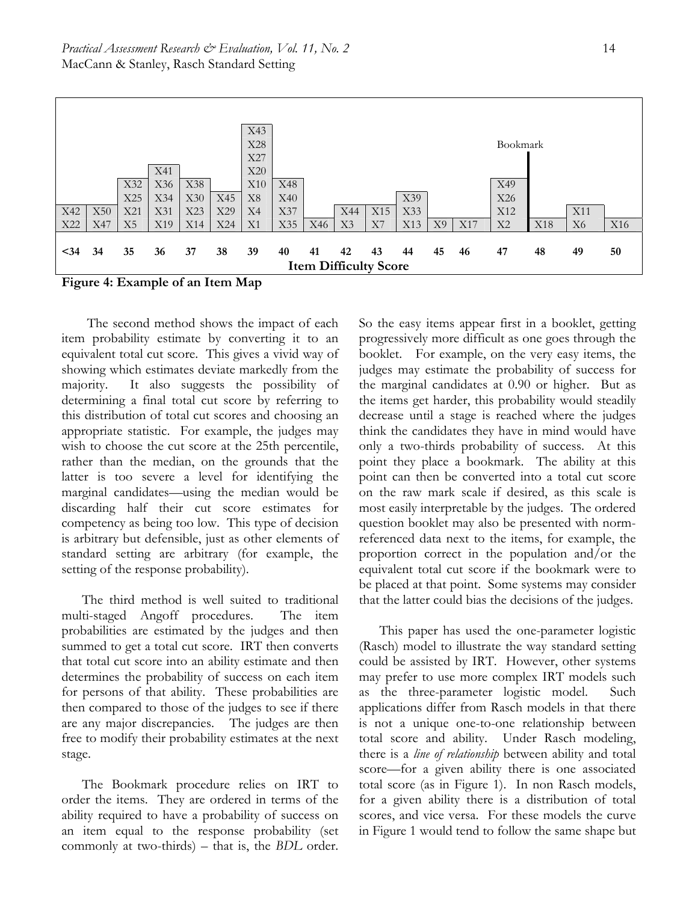| <34 | 34 | 35 | 36 | 37 | 38 | 39 | 40 | 41 | 42 | 43 | 44 | 45 | 46 | 47 | 48 | 49 | 50 |
|---|---|---|---|---|---|---|---|---|---|---|---|---|---|---|---|---|---|
| | | | | | | X43 | | | | | | | | | | | |
| | | | | | | X28 | | | | | | | | Bookmark | | | |
| | | | | | | X27 | | | | | | | | | | | |
| | | | X41 | | | X20 | | | | | | | | | | | |
| | | X32 | X36 | X38 | | X10 | X48 | | | | | | | X49 | | | |
| | | X25 | X34 | X30 | X45 | X8 | X40 | | | | X39 | | | X26 | | | |
| X42 | X50 | X21 | X31 | X23 | X29 | X4 | X37 | | X44 | X15 | X33 | | | X12 | | X11 | |
| X22 | X47 | X5 | X19 | X14 | X24 | X1 | X35 | X46 | X3 | X7 | X13 | X9 | X17 | X2 | X18 | X6 | X16 |

**Item Difficulty Score**

**Figure 4: Example of an Item Map**

The second method shows the impact of each item probability estimate by converting it to an equivalent total cut score. This gives a vivid way of showing which estimates deviate markedly from the majority. It also suggests the possibility of determining a final total cut score by referring to this distribution of total cut scores and choosing an appropriate statistic. For example, the judges may wish to choose the cut score at the 25th percentile, rather than the median, on the grounds that the latter is too severe a level for identifying the marginal candidates—using the median would be discarding half their cut score estimates for competency as being too low. This type of decision is arbitrary but defensible, just as other elements of standard setting are arbitrary (for example, the setting of the response probability).

The third method is well suited to traditional multi-staged Angoff procedures. The item probabilities are estimated by the judges and then summed to get a total cut score. IRT then converts that total cut score into an ability estimate and then determines the probability of success on each item for persons of that ability. These probabilities are then compared to those of the judges to see if there are any major discrepancies. The judges are then free to modify their probability estimates at the next stage.

The Bookmark procedure relies on IRT to order the items. They are ordered in terms of the ability required to have a probability of success on an item equal to the response probability (set commonly at two-thirds) – that is, the *BDL* order. So the easy items appear first in a booklet, getting progressively more difficult as one goes through the booklet. For example, on the very easy items, the judges may estimate the probability of success for the marginal candidates at 0.90 or higher. But as the items get harder, this probability would steadily decrease until a stage is reached where the judges think the candidates they have in mind would have only a two-thirds probability of success. At this point they place a bookmark. The ability at this point can then be converted into a total cut score on the raw mark scale if desired, as this scale is most easily interpretable by the judges. The ordered question booklet may also be presented with norm-referenced data next to the items, for example, the proportion correct in the population and/or the equivalent total cut score if the bookmark were to be placed at that point. Some systems may consider that the latter could bias the decisions of the judges.

This paper has used the one-parameter logistic (Rasch) model to illustrate the way standard setting could be assisted by IRT. However, other systems may prefer to use more complex IRT models such as the three-parameter logistic model. Such applications differ from Rasch models in that there is not a unique one-to-one relationship between total score and ability. Under Rasch modeling, there is a *line of relationship* between ability and total score—for a given ability there is one associated total score (as in Figure 1). In non Rasch models, for a given ability there is a distribution of total scores, and vice versa. For these models the curve in Figure 1 would tend to follow the same shape but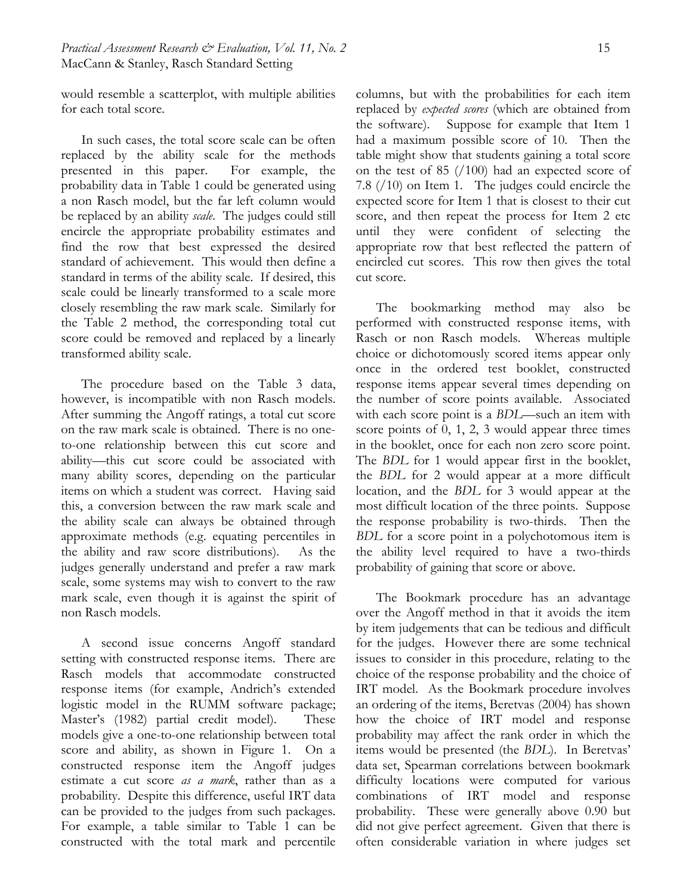would resemble a scatterplot, with multiple abilities for each total score.

In such cases, the total score scale can be often replaced by the ability scale for the methods presented in this paper. For example, the probability data in Table 1 could be generated using a non Rasch model, but the far left column would be replaced by an ability *scale*. The judges could still encircle the appropriate probability estimates and find the row that best expressed the desired standard of achievement. This would then define a standard in terms of the ability scale. If desired, this scale could be linearly transformed to a scale more closely resembling the raw mark scale. Similarly for the Table 2 method, the corresponding total cut score could be removed and replaced by a linearly transformed ability scale.

The procedure based on the Table 3 data, however, is incompatible with non Rasch models. After summing the Angoff ratings, a total cut score on the raw mark scale is obtained. There is no one-to-one relationship between this cut score and ability—this cut score could be associated with many ability scores, depending on the particular items on which a student was correct. Having said this, a conversion between the raw mark scale and the ability scale can always be obtained through approximate methods (e.g. equating percentiles in the ability and raw score distributions). As the judges generally understand and prefer a raw mark scale, some systems may wish to convert to the raw mark scale, even though it is against the spirit of non Rasch models.

A second issue concerns Angoff standard setting with constructed response items. There are Rasch models that accommodate constructed response items (for example, Andrich's extended logistic model in the RUMM software package; Master's (1982) partial credit model). These models give a one-to-one relationship between total score and ability, as shown in Figure 1. On a constructed response item the Angoff judges estimate a cut score *as a mark*, rather than as a probability. Despite this difference, useful IRT data can be provided to the judges from such packages. For example, a table similar to Table 1 can be constructed with the total mark and percentile columns, but with the probabilities for each item replaced by *expected scores* (which are obtained from the software). Suppose for example that Item 1 had a maximum possible score of 10. Then the table might show that students gaining a total score on the test of 85 (/100) had an expected score of 7.8 (/10) on Item 1. The judges could encircle the expected score for Item 1 that is closest to their cut score, and then repeat the process for Item 2 etc until they were confident of selecting the appropriate row that best reflected the pattern of encircled cut scores. This row then gives the total cut score.

The bookmarking method may also be performed with constructed response items, with Rasch or non Rasch models. Whereas multiple choice or dichotomously scored items appear only once in the ordered test booklet, constructed response items appear several times depending on the number of score points available. Associated with each score point is a *BDL*—such an item with score points of 0, 1, 2, 3 would appear three times in the booklet, once for each non zero score point. The *BDL* for 1 would appear first in the booklet, the *BDL* for 2 would appear at a more difficult location, and the *BDL* for 3 would appear at the most difficult location of the three points. Suppose the response probability is two-thirds. Then the *BDL* for a score point in a polychotomous item is the ability level required to have a two-thirds probability of gaining that score or above.

The Bookmark procedure has an advantage over the Angoff method in that it avoids the item by item judgements that can be tedious and difficult for the judges. However there are some technical issues to consider in this procedure, relating to the choice of the response probability and the choice of IRT model. As the Bookmark procedure involves an ordering of the items, Beretvas (2004) has shown how the choice of IRT model and response probability may affect the rank order in which the items would be presented (the *BDL*). In Beretvas' data set, Spearman correlations between bookmark difficulty locations were computed for various combinations of IRT model and response probability. These were generally above 0.90 but did not give perfect agreement. Given that there is often considerable variation in where judges set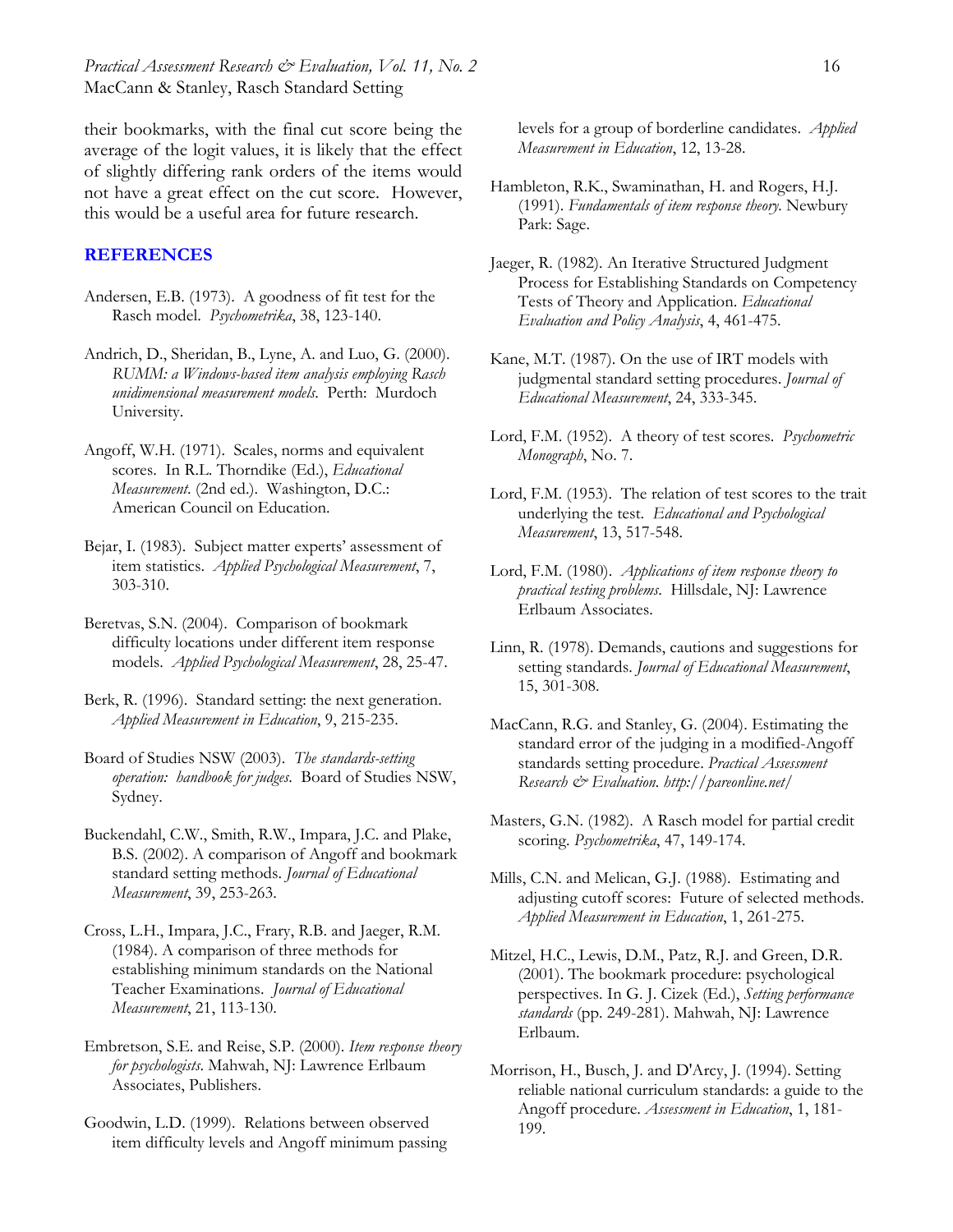their bookmarks, with the final cut score being the average of the logit values, it is likely that the effect of slightly differing rank orders of the items would not have a great effect on the cut score. However, this would be a useful area for future research.

## REFERENCES

Andersen, E.B. (1973). A goodness of fit test for the Rasch model. *Psychometrika*, 38, 123-140.

Andrich, D., Sheridan, B., Lyne, A. and Luo, G. (2000). *RUMM: a Windows-based item analysis employing Rasch unidimensional measurement models*. Perth: Murdoch University.

Angoff, W.H. (1971). Scales, norms and equivalent scores. In R.L. Thorndike (Ed.), *Educational Measurement*. (2nd ed.). Washington, D.C.: American Council on Education.

Bejar, I. (1983). Subject matter experts' assessment of item statistics. *Applied Psychological Measurement*, 7, 303-310.

Beretvas, S.N. (2004). Comparison of bookmark difficulty locations under different item response models. *Applied Psychological Measurement*, 28, 25-47.

Berk, R. (1996). Standard setting: the next generation. *Applied Measurement in Education*, 9, 215-235.

Board of Studies NSW (2003). *The standards-setting operation: handbook for judges*. Board of Studies NSW, Sydney.

Buckendahl, C.W., Smith, R.W., Impara, J.C. and Plake, B.S. (2002). A comparison of Angoff and bookmark standard setting methods. *Journal of Educational Measurement*, 39, 253-263.

Cross, L.H., Impara, J.C., Frary, R.B. and Jaeger, R.M. (1984). A comparison of three methods for establishing minimum standards on the National Teacher Examinations. *Journal of Educational Measurement*, 21, 113-130.

Embretson, S.E. and Reise, S.P. (2000). *Item response theory for psychologists*. Mahwah, NJ: Lawrence Erlbaum Associates, Publishers.

Goodwin, L.D. (1999). Relations between observed item difficulty levels and Angoff minimum passing levels for a group of borderline candidates. *Applied Measurement in Education*, 12, 13-28.

Hambleton, R.K., Swaminathan, H. and Rogers, H.J. (1991). *Fundamentals of item response theory*. Newbury Park: Sage.

Jaeger, R. (1982). An Iterative Structured Judgment Process for Establishing Standards on Competency Tests of Theory and Application. *Educational Evaluation and Policy Analysis*, 4, 461-475.

Kane, M.T. (1987). On the use of IRT models with judgmental standard setting procedures. *Journal of Educational Measurement*, 24, 333-345.

Lord, F.M. (1952). A theory of test scores. *Psychometric Monograph*, No. 7.

Lord, F.M. (1953). The relation of test scores to the trait underlying the test. *Educational and Psychological Measurement*, 13, 517-548.

Lord, F.M. (1980). *Applications of item response theory to practical testing problems*. Hillsdale, NJ: Lawrence Erlbaum Associates.

Linn, R. (1978). Demands, cautions and suggestions for setting standards. *Journal of Educational Measurement*, 15, 301-308.

MacCann, R.G. and Stanley, G. (2004). Estimating the standard error of the judging in a modified-Angoff standards setting procedure. *Practical Assessment Research & Evaluation*. *http://pareonline.net/*

Masters, G.N. (1982). A Rasch model for partial credit scoring. *Psychometrika*, 47, 149-174.

Mills, C.N. and Melican, G.J. (1988). Estimating and adjusting cutoff scores: Future of selected methods. *Applied Measurement in Education*, 1, 261-275.

Mitzel, H.C., Lewis, D.M., Patz, R.J. and Green, D.R. (2001). The bookmark procedure: psychological perspectives. In G. J. Cizek (Ed.), *Setting performance standards* (pp. 249-281). Mahwah, NJ: Lawrence Erlbaum.

Morrison, H., Busch, J. and D'Arcy, J. (1994). Setting reliable national curriculum standards: a guide to the Angoff procedure. *Assessment in Education*, 1, 181-199.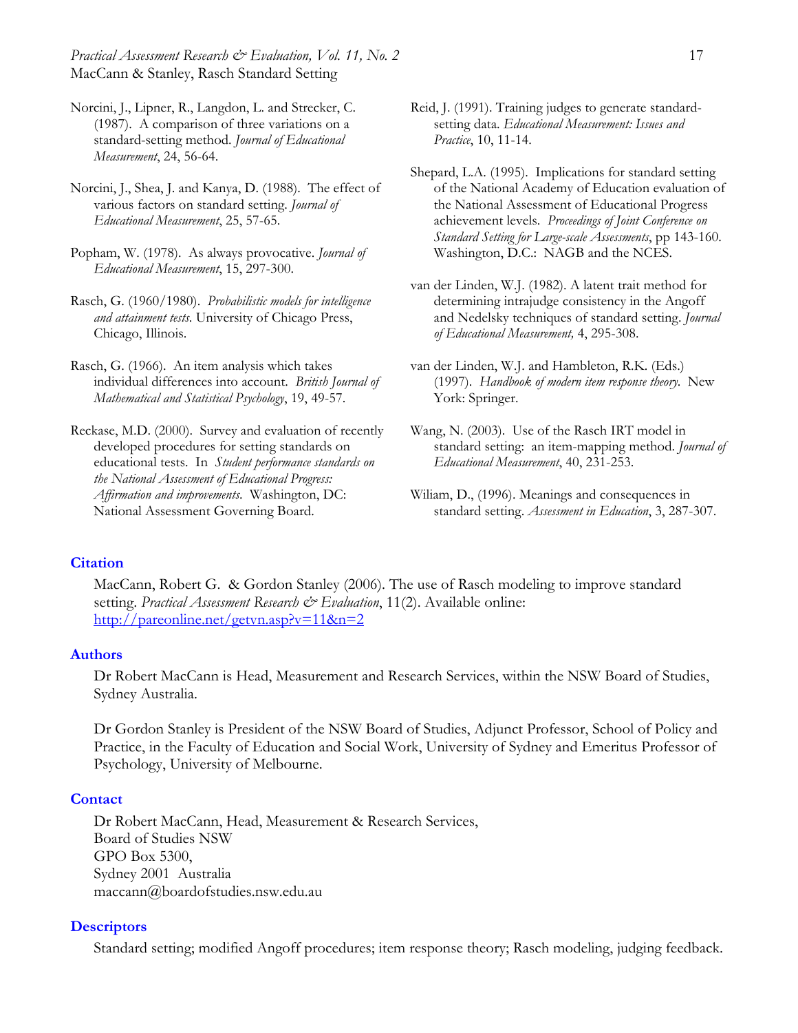Norcini, J., Lipner, R., Langdon, L. and Strecker, C. (1987). A comparison of three variations on a standard-setting method. *Journal of Educational Measurement*, 24, 56-64.

Norcini, J., Shea, J. and Kanya, D. (1988). The effect of various factors on standard setting. *Journal of Educational Measurement*, 25, 57-65.

Popham, W. (1978). As always provocative. *Journal of Educational Measurement*, 15, 297-300.

Rasch, G. (1960/1980). *Probabilistic models for intelligence and attainment tests*. University of Chicago Press, Chicago, Illinois.

Rasch, G. (1966). An item analysis which takes individual differences into account. *British Journal of Mathematical and Statistical Psychology*, 19, 49-57.

Reckase, M.D. (2000). Survey and evaluation of recently developed procedures for setting standards on educational tests. In *Student performance standards on the National Assessment of Educational Progress: Affirmation and improvements*. Washington, DC: National Assessment Governing Board.

Reid, J. (1991). Training judges to generate standard-setting data. *Educational Measurement: Issues and Practice*, 10, 11-14.

Shepard, L.A. (1995). Implications for standard setting of the National Academy of Education evaluation of the National Assessment of Educational Progress achievement levels. *Proceedings of Joint Conference on Standard Setting for Large-scale Assessments*, pp 143-160. Washington, D.C.: NAGB and the NCES.

van der Linden, W.J. (1982). A latent trait method for determining intrajudge consistency in the Angoff and Nedelsky techniques of standard setting. *Journal of Educational Measurement,* 4, 295-308.

van der Linden, W.J. and Hambleton, R.K. (Eds.) (1997). *Handbook of modern item response theory*. New York: Springer.

Wang, N. (2003). Use of the Rasch IRT model in standard setting: an item-mapping method. *Journal of Educational Measurement*, 40, 231-253.

Wiliam, D., (1996). Meanings and consequences in standard setting. *Assessment in Education*, 3, 287-307.

## Citation

MacCann, Robert G. & Gordon Stanley (2006). The use of Rasch modeling to improve standard setting. *Practical Assessment Research & Evaluation*, 11(2). Available online: http://pareonline.net/getvn.asp?v=11&n=2

## Authors

Dr Robert MacCann is Head, Measurement and Research Services, within the NSW Board of Studies, Sydney Australia.

Dr Gordon Stanley is President of the NSW Board of Studies, Adjunct Professor, School of Policy and Practice, in the Faculty of Education and Social Work, University of Sydney and Emeritus Professor of Psychology, University of Melbourne.

## Contact

Dr Robert MacCann, Head, Measurement & Research Services,
Board of Studies NSW
GPO Box 5300,
Sydney 2001 Australia
maccann@boardofstudies.nsw.edu.au

## Descriptors

Standard setting; modified Angoff procedures; item response theory; Rasch modeling, judging feedback.